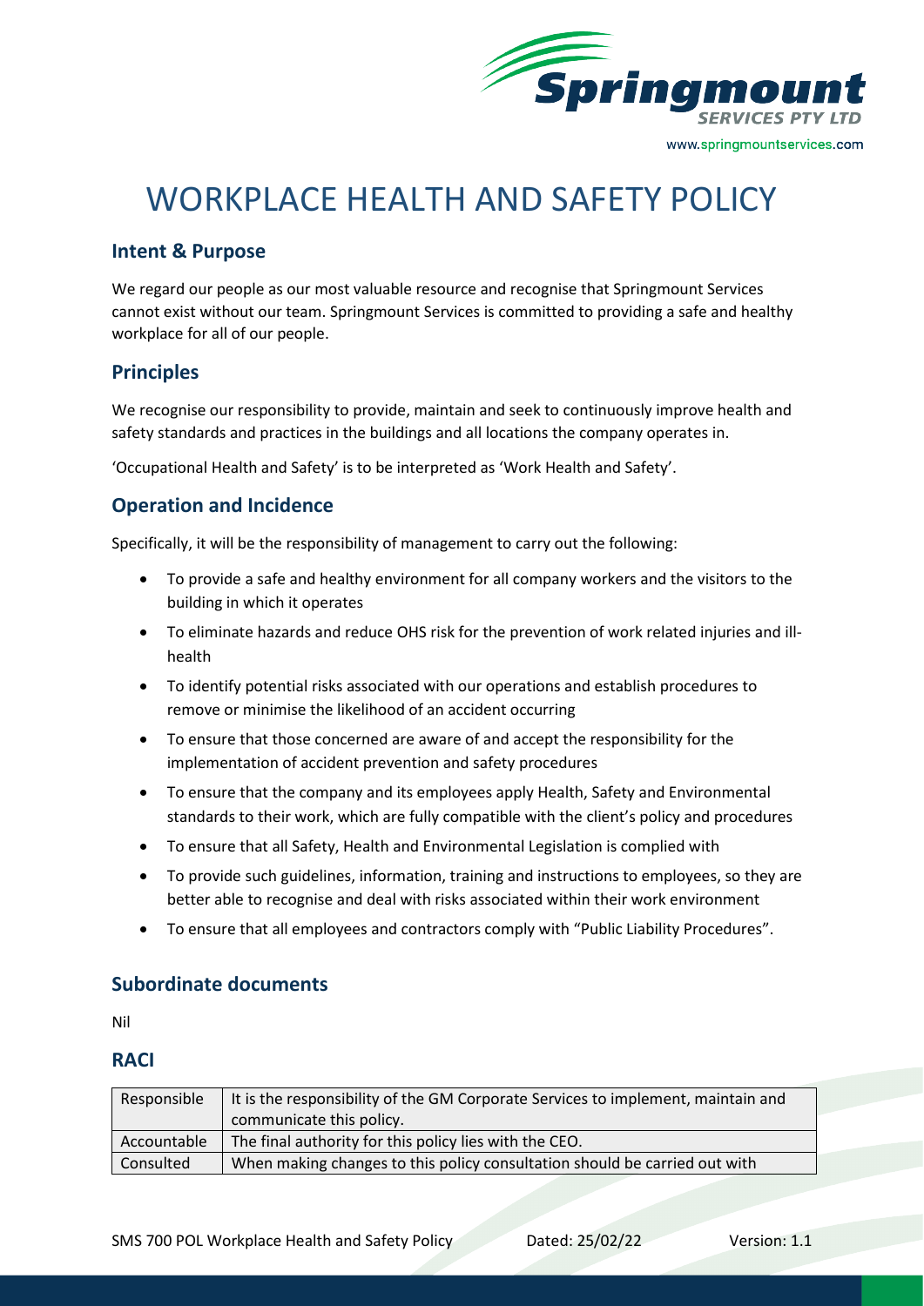# WORKPLACE HEALTH AND SAFETY POLICY

## Intent & Purpose

We regard our people as our most valuable resource and recognise that Springmount Services cannot exist without our team. Springmount Services is committed to providing a safe and healthy workplace for all of our people.

## Principles

We recognise our responsibility to provide, maintain and seek to continuously improve health and safety standards and practices in the buildings and all locations the company operates in.

'Occupational Health and Safety' is to be interpreted as 'Work Health and Safety'.

## Operation and Incidence

Specifically, it will be the responsibility of management to carry out the following:

- To provide a safe and healthy environment for all company workers and the visitors to the building in which it operates
- To eliminate hazards and reduce OHS risk for the prevention of work related injuries and ill-health
- To identify potential risks associated with our operations and establish procedures to remove or minimise the likelihood of an accident occurring
- To ensure that those concerned are aware of and accept the responsibility for the implementation of accident prevention and safety procedures
- To ensure that the company and its employees apply Health, Safety and Environmental standards to their work, which are fully compatible with the client's policy and procedures
- To ensure that all Safety, Health and Environmental Legislation is complied with
- To provide such guidelines, information, training and instructions to employees, so they are better able to recognise and deal with risks associated within their work environment
- To ensure that all employees and contractors comply with "Public Liability Procedures".

## Subordinate documents

Nil

## RACI

| | |
|---|---|
| Responsible | It is the responsibility of the GM Corporate Services to implement, maintain and communicate this policy. |
| Accountable | The final authority for this policy lies with the CEO. |
| Consulted | When making changes to this policy consultation should be carried out with |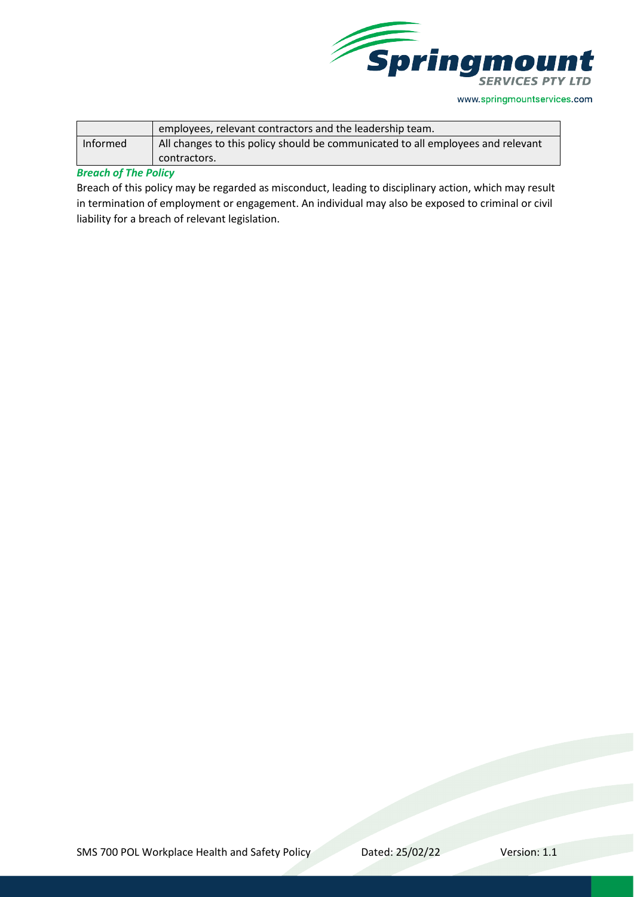| | |
|---|---|
| | employees, relevant contractors and the leadership team. |
| Informed | All changes to this policy should be communicated to all employees and relevant contractors. |

### *Breach of The Policy*

Breach of this policy may be regarded as misconduct, leading to disciplinary action, which may result in termination of employment or engagement. An individual may also be exposed to criminal or civil liability for a breach of relevant legislation.